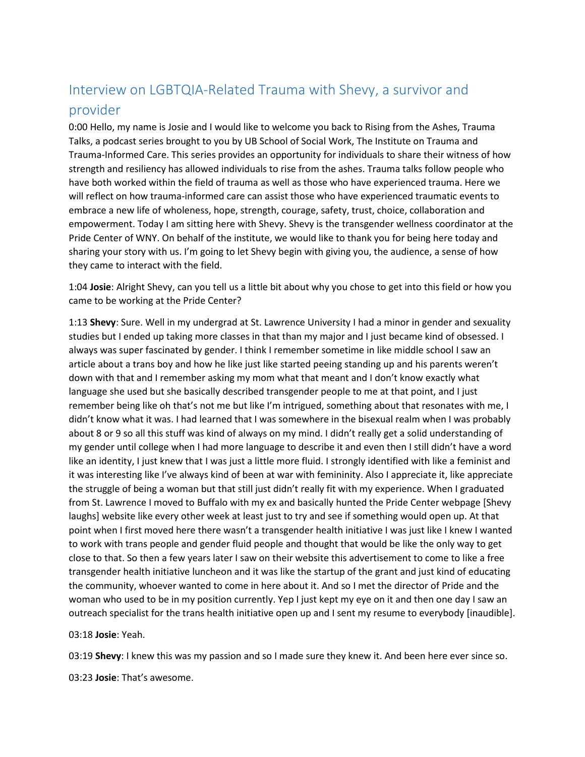# Interview on LGBTQIA-Related Trauma with Shevy, a survivor and provider

0:00 Hello, my name is Josie and I would like to welcome you back to Rising from the Ashes, Trauma Talks, a podcast series brought to you by UB School of Social Work, The Institute on Trauma and Trauma-Informed Care. This series provides an opportunity for individuals to share their witness of how strength and resiliency has allowed individuals to rise from the ashes. Trauma talks follow people who have both worked within the field of trauma as well as those who have experienced trauma. Here we will reflect on how trauma-informed care can assist those who have experienced traumatic events to embrace a new life of wholeness, hope, strength, courage, safety, trust, choice, collaboration and empowerment. Today I am sitting here with Shevy. Shevy is the transgender wellness coordinator at the Pride Center of WNY. On behalf of the institute, we would like to thank you for being here today and sharing your story with us. I'm going to let Shevy begin with giving you, the audience, a sense of how they came to interact with the field.

1:04 **Josie**: Alright Shevy, can you tell us a little bit about why you chose to get into this field or how you came to be working at the Pride Center?

1:13 **Shevy**: Sure. Well in my undergrad at St. Lawrence University I had a minor in gender and sexuality studies but I ended up taking more classes in that than my major and I just became kind of obsessed. I always was super fascinated by gender. I think I remember sometime in like middle school I saw an article about a trans boy and how he like just like started peeing standing up and his parents weren't down with that and I remember asking my mom what that meant and I don't know exactly what language she used but she basically described transgender people to me at that point, and I just remember being like oh that's not me but like I'm intrigued, something about that resonates with me, I didn't know what it was. I had learned that I was somewhere in the bisexual realm when I was probably about 8 or 9 so all this stuff was kind of always on my mind. I didn't really get a solid understanding of my gender until college when I had more language to describe it and even then I still didn't have a word like an identity, I just knew that I was just a little more fluid. I strongly identified with like a feminist and it was interesting like I've always kind of been at war with femininity. Also I appreciate it, like appreciate the struggle of being a woman but that still just didn't really fit with my experience. When I graduated from St. Lawrence I moved to Buffalo with my ex and basically hunted the Pride Center webpage [Shevy laughs] website like every other week at least just to try and see if something would open up. At that point when I first moved here there wasn't a transgender health initiative I was just like I knew I wanted to work with trans people and gender fluid people and thought that would be like the only way to get close to that. So then a few years later I saw on their website this advertisement to come to like a free transgender health initiative luncheon and it was like the startup of the grant and just kind of educating the community, whoever wanted to come in here about it. And so I met the director of Pride and the woman who used to be in my position currently. Yep I just kept my eye on it and then one day I saw an outreach specialist for the trans health initiative open up and I sent my resume to everybody [inaudible].

03:18 **Josie**: Yeah.

03:19 **Shevy**: I knew this was my passion and so I made sure they knew it. And been here ever since so.

03:23 **Josie**: That's awesome.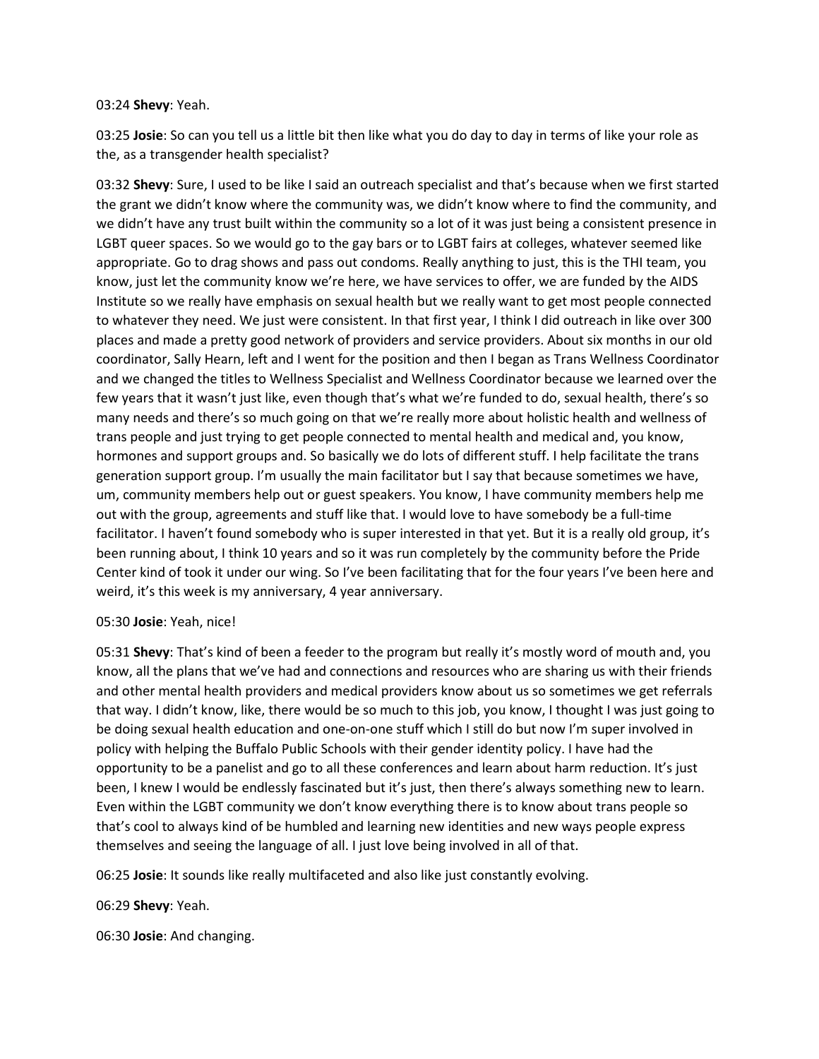03:24 **Shevy**: Yeah.

03:25 **Josie**: So can you tell us a little bit then like what you do day to day in terms of like your role as the, as a transgender health specialist?

03:32 **Shevy**: Sure, I used to be like I said an outreach specialist and that's because when we first started the grant we didn't know where the community was, we didn't know where to find the community, and we didn't have any trust built within the community so a lot of it was just being a consistent presence in LGBT queer spaces. So we would go to the gay bars or to LGBT fairs at colleges, whatever seemed like appropriate. Go to drag shows and pass out condoms. Really anything to just, this is the THI team, you know, just let the community know we're here, we have services to offer, we are funded by the AIDS Institute so we really have emphasis on sexual health but we really want to get most people connected to whatever they need. We just were consistent. In that first year, I think I did outreach in like over 300 places and made a pretty good network of providers and service providers. About six months in our old coordinator, Sally Hearn, left and I went for the position and then I began as Trans Wellness Coordinator and we changed the titles to Wellness Specialist and Wellness Coordinator because we learned over the few years that it wasn't just like, even though that's what we're funded to do, sexual health, there's so many needs and there's so much going on that we're really more about holistic health and wellness of trans people and just trying to get people connected to mental health and medical and, you know, hormones and support groups and. So basically we do lots of different stuff. I help facilitate the trans generation support group. I'm usually the main facilitator but I say that because sometimes we have, um, community members help out or guest speakers. You know, I have community members help me out with the group, agreements and stuff like that. I would love to have somebody be a full-time facilitator. I haven't found somebody who is super interested in that yet. But it is a really old group, it's been running about, I think 10 years and so it was run completely by the community before the Pride Center kind of took it under our wing. So I've been facilitating that for the four years I've been here and weird, it's this week is my anniversary, 4 year anniversary.

05:30 **Josie**: Yeah, nice!

05:31 **Shevy**: That's kind of been a feeder to the program but really it's mostly word of mouth and, you know, all the plans that we've had and connections and resources who are sharing us with their friends and other mental health providers and medical providers know about us so sometimes we get referrals that way. I didn't know, like, there would be so much to this job, you know, I thought I was just going to be doing sexual health education and one-on-one stuff which I still do but now I'm super involved in policy with helping the Buffalo Public Schools with their gender identity policy. I have had the opportunity to be a panelist and go to all these conferences and learn about harm reduction. It's just been, I knew I would be endlessly fascinated but it's just, then there's always something new to learn. Even within the LGBT community we don't know everything there is to know about trans people so that's cool to always kind of be humbled and learning new identities and new ways people express themselves and seeing the language of all. I just love being involved in all of that.

06:25 **Josie**: It sounds like really multifaceted and also like just constantly evolving.

06:29 **Shevy**: Yeah.

06:30 **Josie**: And changing.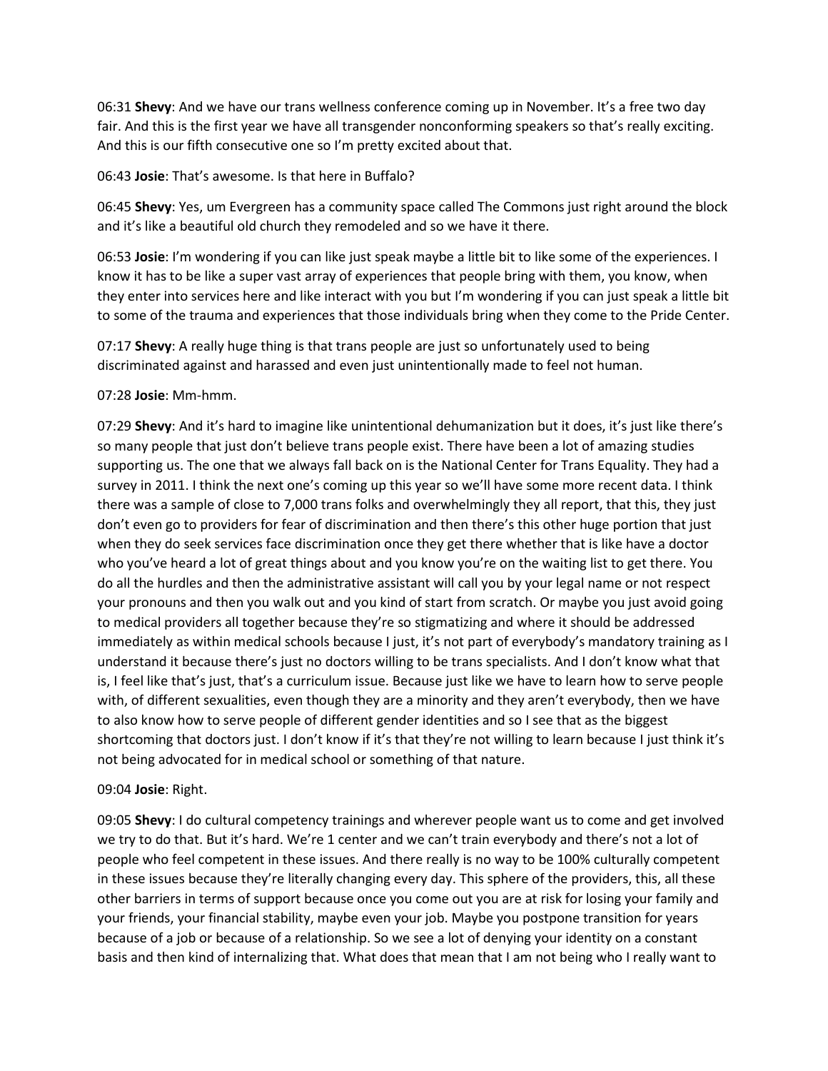06:31 **Shevy**: And we have our trans wellness conference coming up in November. It's a free two day fair. And this is the first year we have all transgender nonconforming speakers so that's really exciting. And this is our fifth consecutive one so I'm pretty excited about that.

06:43 **Josie**: That's awesome. Is that here in Buffalo?

06:45 **Shevy**: Yes, um Evergreen has a community space called The Commons just right around the block and it's like a beautiful old church they remodeled and so we have it there.

06:53 **Josie**: I'm wondering if you can like just speak maybe a little bit to like some of the experiences. I know it has to be like a super vast array of experiences that people bring with them, you know, when they enter into services here and like interact with you but I'm wondering if you can just speak a little bit to some of the trauma and experiences that those individuals bring when they come to the Pride Center.

07:17 **Shevy**: A really huge thing is that trans people are just so unfortunately used to being discriminated against and harassed and even just unintentionally made to feel not human.

07:28 **Josie**: Mm-hmm.

07:29 **Shevy**: And it's hard to imagine like unintentional dehumanization but it does, it's just like there's so many people that just don't believe trans people exist. There have been a lot of amazing studies supporting us. The one that we always fall back on is the National Center for Trans Equality. They had a survey in 2011. I think the next one's coming up this year so we'll have some more recent data. I think there was a sample of close to 7,000 trans folks and overwhelmingly they all report, that this, they just don't even go to providers for fear of discrimination and then there's this other huge portion that just when they do seek services face discrimination once they get there whether that is like have a doctor who you've heard a lot of great things about and you know you're on the waiting list to get there. You do all the hurdles and then the administrative assistant will call you by your legal name or not respect your pronouns and then you walk out and you kind of start from scratch. Or maybe you just avoid going to medical providers all together because they're so stigmatizing and where it should be addressed immediately as within medical schools because I just, it's not part of everybody's mandatory training as I understand it because there's just no doctors willing to be trans specialists. And I don't know what that is, I feel like that's just, that's a curriculum issue. Because just like we have to learn how to serve people with, of different sexualities, even though they are a minority and they aren't everybody, then we have to also know how to serve people of different gender identities and so I see that as the biggest shortcoming that doctors just. I don't know if it's that they're not willing to learn because I just think it's not being advocated for in medical school or something of that nature.

09:04 **Josie**: Right.

09:05 **Shevy**: I do cultural competency trainings and wherever people want us to come and get involved we try to do that. But it's hard. We're 1 center and we can't train everybody and there's not a lot of people who feel competent in these issues. And there really is no way to be 100% culturally competent in these issues because they're literally changing every day. This sphere of the providers, this, all these other barriers in terms of support because once you come out you are at risk for losing your family and your friends, your financial stability, maybe even your job. Maybe you postpone transition for years because of a job or because of a relationship. So we see a lot of denying your identity on a constant basis and then kind of internalizing that. What does that mean that I am not being who I really want to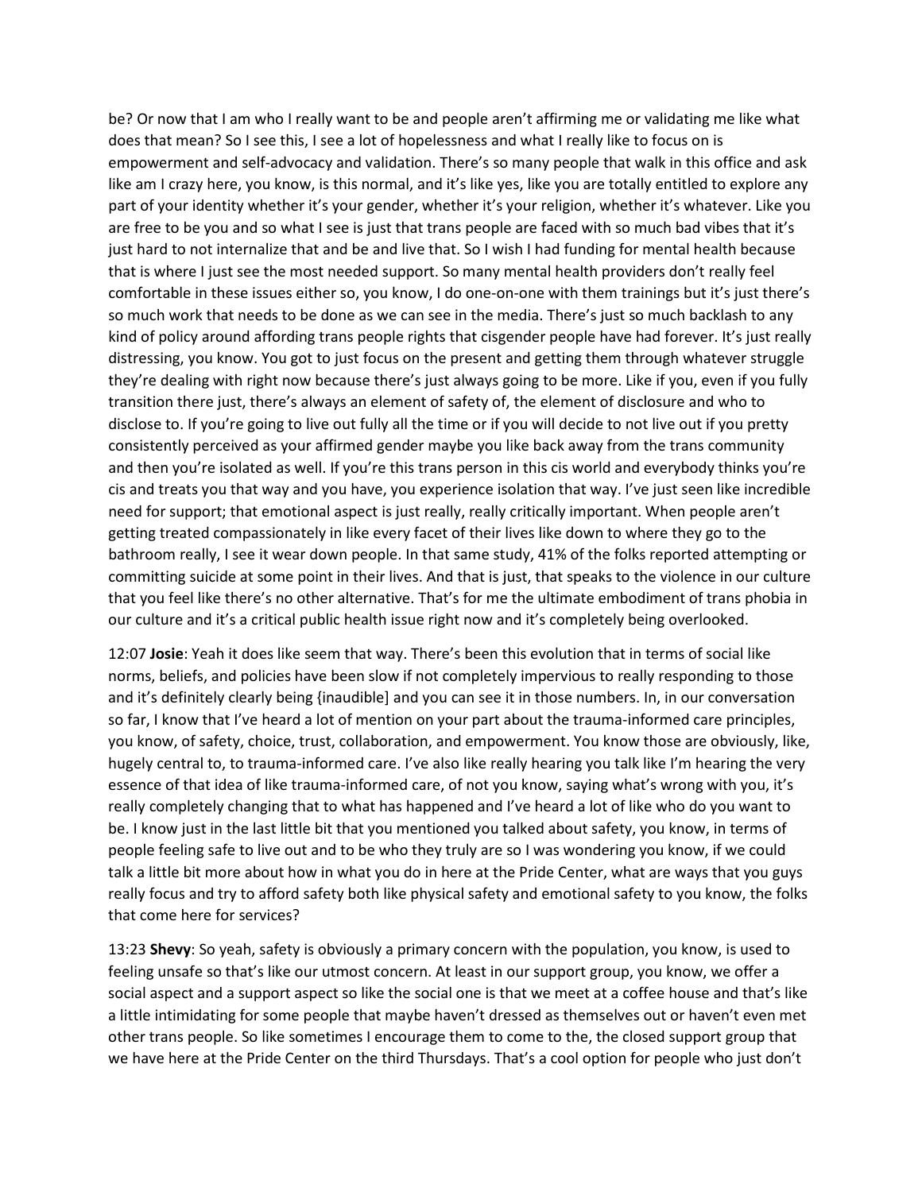be? Or now that I am who I really want to be and people aren't affirming me or validating me like what does that mean? So I see this, I see a lot of hopelessness and what I really like to focus on is empowerment and self-advocacy and validation. There's so many people that walk in this office and ask like am I crazy here, you know, is this normal, and it's like yes, like you are totally entitled to explore any part of your identity whether it's your gender, whether it's your religion, whether it's whatever. Like you are free to be you and so what I see is just that trans people are faced with so much bad vibes that it's just hard to not internalize that and be and live that. So I wish I had funding for mental health because that is where I just see the most needed support. So many mental health providers don't really feel comfortable in these issues either so, you know, I do one-on-one with them trainings but it's just there's so much work that needs to be done as we can see in the media. There's just so much backlash to any kind of policy around affording trans people rights that cisgender people have had forever. It's just really distressing, you know. You got to just focus on the present and getting them through whatever struggle they're dealing with right now because there's just always going to be more. Like if you, even if you fully transition there just, there's always an element of safety of, the element of disclosure and who to disclose to. If you're going to live out fully all the time or if you will decide to not live out if you pretty consistently perceived as your affirmed gender maybe you like back away from the trans community and then you're isolated as well. If you're this trans person in this cis world and everybody thinks you're cis and treats you that way and you have, you experience isolation that way. I've just seen like incredible need for support; that emotional aspect is just really, really critically important. When people aren't getting treated compassionately in like every facet of their lives like down to where they go to the bathroom really, I see it wear down people. In that same study, 41% of the folks reported attempting or committing suicide at some point in their lives. And that is just, that speaks to the violence in our culture that you feel like there's no other alternative. That's for me the ultimate embodiment of trans phobia in our culture and it's a critical public health issue right now and it's completely being overlooked.

12:07 **Josie**: Yeah it does like seem that way. There's been this evolution that in terms of social like norms, beliefs, and policies have been slow if not completely impervious to really responding to those and it's definitely clearly being {inaudible] and you can see it in those numbers. In, in our conversation so far, I know that I've heard a lot of mention on your part about the trauma-informed care principles, you know, of safety, choice, trust, collaboration, and empowerment. You know those are obviously, like, hugely central to, to trauma-informed care. I've also like really hearing you talk like I'm hearing the very essence of that idea of like trauma-informed care, of not you know, saying what's wrong with you, it's really completely changing that to what has happened and I've heard a lot of like who do you want to be. I know just in the last little bit that you mentioned you talked about safety, you know, in terms of people feeling safe to live out and to be who they truly are so I was wondering you know, if we could talk a little bit more about how in what you do in here at the Pride Center, what are ways that you guys really focus and try to afford safety both like physical safety and emotional safety to you know, the folks that come here for services?

13:23 **Shevy**: So yeah, safety is obviously a primary concern with the population, you know, is used to feeling unsafe so that's like our utmost concern. At least in our support group, you know, we offer a social aspect and a support aspect so like the social one is that we meet at a coffee house and that's like a little intimidating for some people that maybe haven't dressed as themselves out or haven't even met other trans people. So like sometimes I encourage them to come to the, the closed support group that we have here at the Pride Center on the third Thursdays. That's a cool option for people who just don't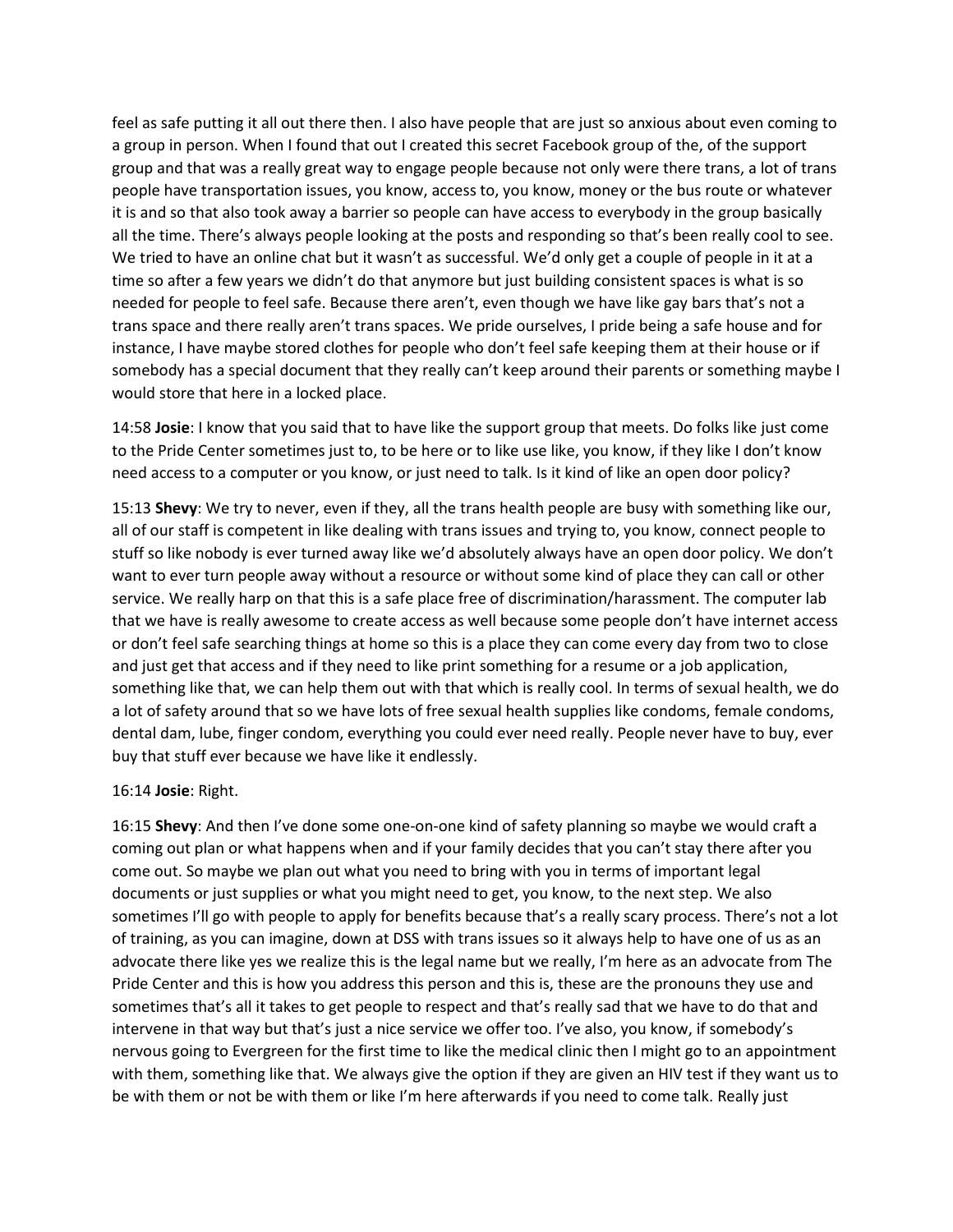feel as safe putting it all out there then. I also have people that are just so anxious about even coming to a group in person. When I found that out I created this secret Facebook group of the, of the support group and that was a really great way to engage people because not only were there trans, a lot of trans people have transportation issues, you know, access to, you know, money or the bus route or whatever it is and so that also took away a barrier so people can have access to everybody in the group basically all the time. There's always people looking at the posts and responding so that's been really cool to see. We tried to have an online chat but it wasn't as successful. We'd only get a couple of people in it at a time so after a few years we didn't do that anymore but just building consistent spaces is what is so needed for people to feel safe. Because there aren't, even though we have like gay bars that's not a trans space and there really aren't trans spaces. We pride ourselves, I pride being a safe house and for instance, I have maybe stored clothes for people who don't feel safe keeping them at their house or if somebody has a special document that they really can't keep around their parents or something maybe I would store that here in a locked place.

14:58 **Josie**: I know that you said that to have like the support group that meets. Do folks like just come to the Pride Center sometimes just to, to be here or to like use like, you know, if they like I don't know need access to a computer or you know, or just need to talk. Is it kind of like an open door policy?

15:13 **Shevy**: We try to never, even if they, all the trans health people are busy with something like our, all of our staff is competent in like dealing with trans issues and trying to, you know, connect people to stuff so like nobody is ever turned away like we'd absolutely always have an open door policy. We don't want to ever turn people away without a resource or without some kind of place they can call or other service. We really harp on that this is a safe place free of discrimination/harassment. The computer lab that we have is really awesome to create access as well because some people don't have internet access or don't feel safe searching things at home so this is a place they can come every day from two to close and just get that access and if they need to like print something for a resume or a job application, something like that, we can help them out with that which is really cool. In terms of sexual health, we do a lot of safety around that so we have lots of free sexual health supplies like condoms, female condoms, dental dam, lube, finger condom, everything you could ever need really. People never have to buy, ever buy that stuff ever because we have like it endlessly.

16:14 **Josie**: Right.

16:15 **Shevy**: And then I've done some one-on-one kind of safety planning so maybe we would craft a coming out plan or what happens when and if your family decides that you can't stay there after you come out. So maybe we plan out what you need to bring with you in terms of important legal documents or just supplies or what you might need to get, you know, to the next step. We also sometimes I'll go with people to apply for benefits because that's a really scary process. There's not a lot of training, as you can imagine, down at DSS with trans issues so it always help to have one of us as an advocate there like yes we realize this is the legal name but we really, I'm here as an advocate from The Pride Center and this is how you address this person and this is, these are the pronouns they use and sometimes that's all it takes to get people to respect and that's really sad that we have to do that and intervene in that way but that's just a nice service we offer too. I've also, you know, if somebody's nervous going to Evergreen for the first time to like the medical clinic then I might go to an appointment with them, something like that. We always give the option if they are given an HIV test if they want us to be with them or not be with them or like I'm here afterwards if you need to come talk. Really just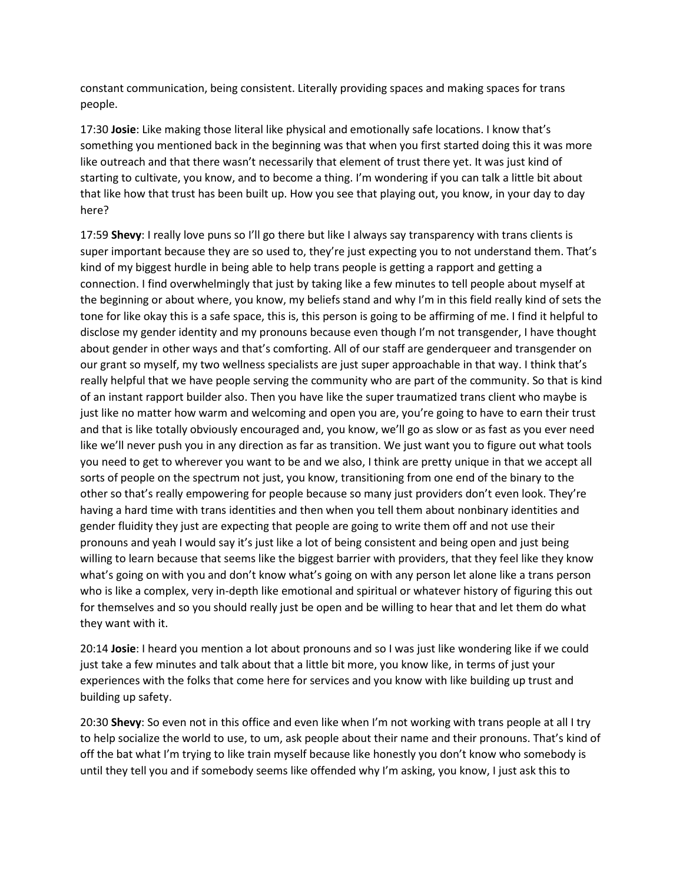constant communication, being consistent. Literally providing spaces and making spaces for trans people.

17:30 **Josie**: Like making those literal like physical and emotionally safe locations. I know that's something you mentioned back in the beginning was that when you first started doing this it was more like outreach and that there wasn't necessarily that element of trust there yet. It was just kind of starting to cultivate, you know, and to become a thing. I'm wondering if you can talk a little bit about that like how that trust has been built up. How you see that playing out, you know, in your day to day here?

17:59 **Shevy**: I really love puns so I'll go there but like I always say transparency with trans clients is super important because they are so used to, they're just expecting you to not understand them. That's kind of my biggest hurdle in being able to help trans people is getting a rapport and getting a connection. I find overwhelmingly that just by taking like a few minutes to tell people about myself at the beginning or about where, you know, my beliefs stand and why I'm in this field really kind of sets the tone for like okay this is a safe space, this is, this person is going to be affirming of me. I find it helpful to disclose my gender identity and my pronouns because even though I'm not transgender, I have thought about gender in other ways and that's comforting. All of our staff are genderqueer and transgender on our grant so myself, my two wellness specialists are just super approachable in that way. I think that's really helpful that we have people serving the community who are part of the community. So that is kind of an instant rapport builder also. Then you have like the super traumatized trans client who maybe is just like no matter how warm and welcoming and open you are, you're going to have to earn their trust and that is like totally obviously encouraged and, you know, we'll go as slow or as fast as you ever need like we'll never push you in any direction as far as transition. We just want you to figure out what tools you need to get to wherever you want to be and we also, I think are pretty unique in that we accept all sorts of people on the spectrum not just, you know, transitioning from one end of the binary to the other so that's really empowering for people because so many just providers don't even look. They're having a hard time with trans identities and then when you tell them about nonbinary identities and gender fluidity they just are expecting that people are going to write them off and not use their pronouns and yeah I would say it's just like a lot of being consistent and being open and just being willing to learn because that seems like the biggest barrier with providers, that they feel like they know what's going on with you and don't know what's going on with any person let alone like a trans person who is like a complex, very in-depth like emotional and spiritual or whatever history of figuring this out for themselves and so you should really just be open and be willing to hear that and let them do what they want with it.

20:14 **Josie**: I heard you mention a lot about pronouns and so I was just like wondering like if we could just take a few minutes and talk about that a little bit more, you know like, in terms of just your experiences with the folks that come here for services and you know with like building up trust and building up safety.

20:30 **Shevy**: So even not in this office and even like when I'm not working with trans people at all I try to help socialize the world to use, to um, ask people about their name and their pronouns. That's kind of off the bat what I'm trying to like train myself because like honestly you don't know who somebody is until they tell you and if somebody seems like offended why I'm asking, you know, I just ask this to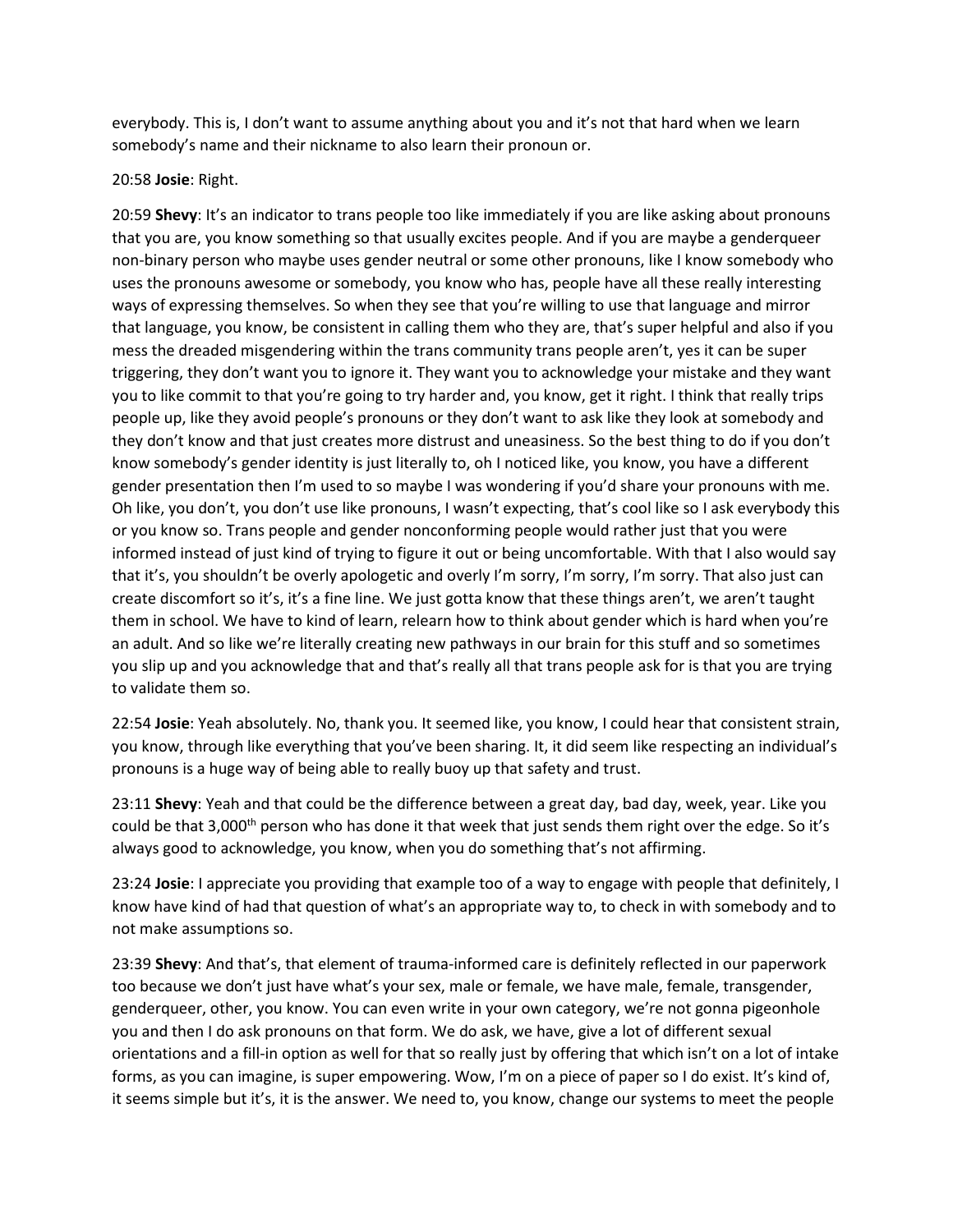everybody. This is, I don't want to assume anything about you and it's not that hard when we learn somebody's name and their nickname to also learn their pronoun or.

20:58 **Josie**: Right.

20:59 **Shevy**: It's an indicator to trans people too like immediately if you are like asking about pronouns that you are, you know something so that usually excites people. And if you are maybe a genderqueer non-binary person who maybe uses gender neutral or some other pronouns, like I know somebody who uses the pronouns awesome or somebody, you know who has, people have all these really interesting ways of expressing themselves. So when they see that you're willing to use that language and mirror that language, you know, be consistent in calling them who they are, that's super helpful and also if you mess the dreaded misgendering within the trans community trans people aren't, yes it can be super triggering, they don't want you to ignore it. They want you to acknowledge your mistake and they want you to like commit to that you're going to try harder and, you know, get it right. I think that really trips people up, like they avoid people's pronouns or they don't want to ask like they look at somebody and they don't know and that just creates more distrust and uneasiness. So the best thing to do if you don't know somebody's gender identity is just literally to, oh I noticed like, you know, you have a different gender presentation then I'm used to so maybe I was wondering if you'd share your pronouns with me. Oh like, you don't, you don't use like pronouns, I wasn't expecting, that's cool like so I ask everybody this or you know so. Trans people and gender nonconforming people would rather just that you were informed instead of just kind of trying to figure it out or being uncomfortable. With that I also would say that it's, you shouldn't be overly apologetic and overly I'm sorry, I'm sorry, I'm sorry. That also just can create discomfort so it's, it's a fine line. We just gotta know that these things aren't, we aren't taught them in school. We have to kind of learn, relearn how to think about gender which is hard when you're an adult. And so like we're literally creating new pathways in our brain for this stuff and so sometimes you slip up and you acknowledge that and that's really all that trans people ask for is that you are trying to validate them so.

22:54 **Josie**: Yeah absolutely. No, thank you. It seemed like, you know, I could hear that consistent strain, you know, through like everything that you've been sharing. It, it did seem like respecting an individual's pronouns is a huge way of being able to really buoy up that safety and trust.

23:11 **Shevy**: Yeah and that could be the difference between a great day, bad day, week, year. Like you could be that 3,000th person who has done it that week that just sends them right over the edge. So it's always good to acknowledge, you know, when you do something that's not affirming.

23:24 **Josie**: I appreciate you providing that example too of a way to engage with people that definitely, I know have kind of had that question of what's an appropriate way to, to check in with somebody and to not make assumptions so.

23:39 **Shevy**: And that's, that element of trauma-informed care is definitely reflected in our paperwork too because we don't just have what's your sex, male or female, we have male, female, transgender, genderqueer, other, you know. You can even write in your own category, we're not gonna pigeonhole you and then I do ask pronouns on that form. We do ask, we have, give a lot of different sexual orientations and a fill-in option as well for that so really just by offering that which isn't on a lot of intake forms, as you can imagine, is super empowering. Wow, I'm on a piece of paper so I do exist. It's kind of, it seems simple but it's, it is the answer. We need to, you know, change our systems to meet the people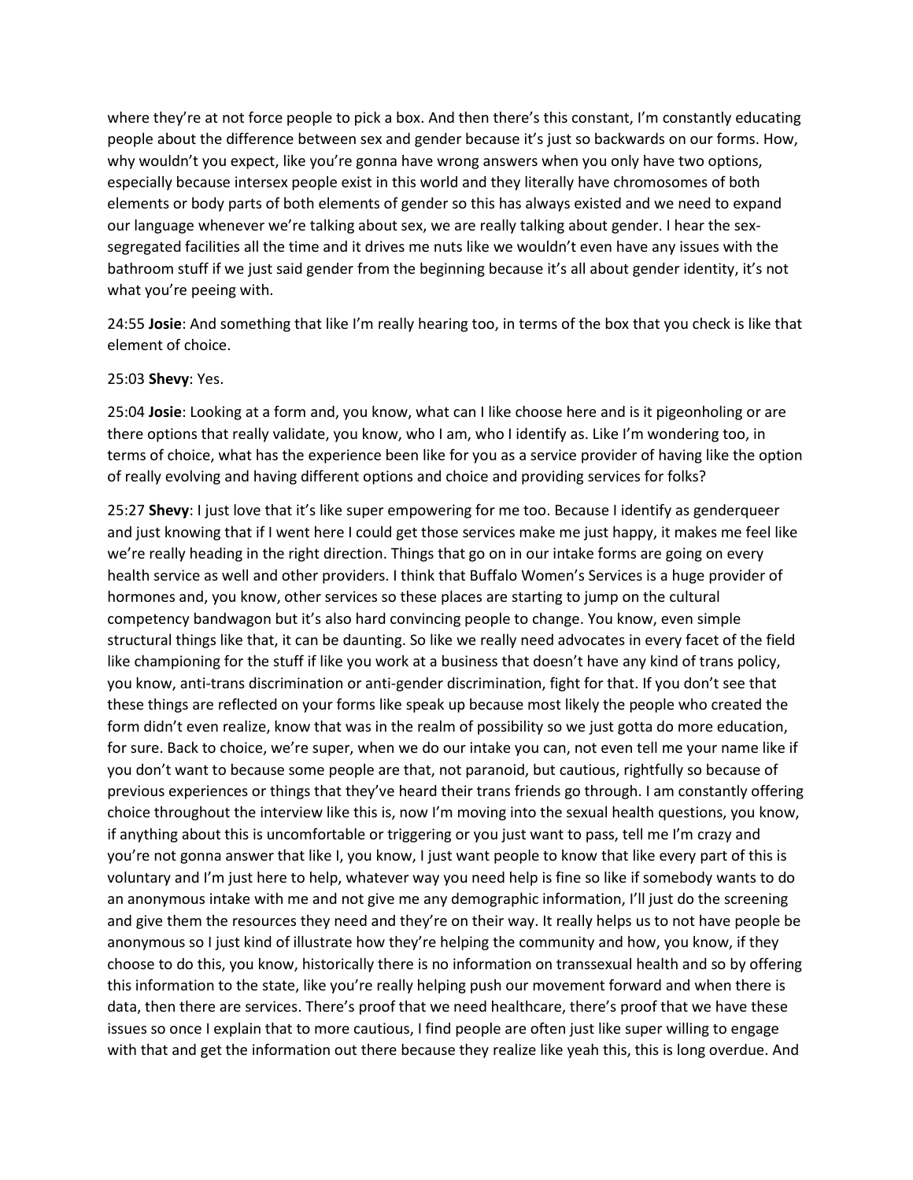where they're at not force people to pick a box. And then there's this constant, I'm constantly educating people about the difference between sex and gender because it's just so backwards on our forms. How, why wouldn't you expect, like you're gonna have wrong answers when you only have two options, especially because intersex people exist in this world and they literally have chromosomes of both elements or body parts of both elements of gender so this has always existed and we need to expand our language whenever we're talking about sex, we are really talking about gender. I hear the sex-segregated facilities all the time and it drives me nuts like we wouldn't even have any issues with the bathroom stuff if we just said gender from the beginning because it's all about gender identity, it's not what you're peeing with.

24:55 **Josie**: And something that like I'm really hearing too, in terms of the box that you check is like that element of choice.

25:03 **Shevy**: Yes.

25:04 **Josie**: Looking at a form and, you know, what can I like choose here and is it pigeonholing or are there options that really validate, you know, who I am, who I identify as. Like I'm wondering too, in terms of choice, what has the experience been like for you as a service provider of having like the option of really evolving and having different options and choice and providing services for folks?

25:27 **Shevy**: I just love that it's like super empowering for me too. Because I identify as genderqueer and just knowing that if I went here I could get those services make me just happy, it makes me feel like we're really heading in the right direction. Things that go on in our intake forms are going on every health service as well and other providers. I think that Buffalo Women's Services is a huge provider of hormones and, you know, other services so these places are starting to jump on the cultural competency bandwagon but it's also hard convincing people to change. You know, even simple structural things like that, it can be daunting. So like we really need advocates in every facet of the field like championing for the stuff if like you work at a business that doesn't have any kind of trans policy, you know, anti-trans discrimination or anti-gender discrimination, fight for that. If you don't see that these things are reflected on your forms like speak up because most likely the people who created the form didn't even realize, know that was in the realm of possibility so we just gotta do more education, for sure. Back to choice, we're super, when we do our intake you can, not even tell me your name like if you don't want to because some people are that, not paranoid, but cautious, rightfully so because of previous experiences or things that they've heard their trans friends go through. I am constantly offering choice throughout the interview like this is, now I'm moving into the sexual health questions, you know, if anything about this is uncomfortable or triggering or you just want to pass, tell me I'm crazy and you're not gonna answer that like I, you know, I just want people to know that like every part of this is voluntary and I'm just here to help, whatever way you need help is fine so like if somebody wants to do an anonymous intake with me and not give me any demographic information, I'll just do the screening and give them the resources they need and they're on their way. It really helps us to not have people be anonymous so I just kind of illustrate how they're helping the community and how, you know, if they choose to do this, you know, historically there is no information on transsexual health and so by offering this information to the state, like you're really helping push our movement forward and when there is data, then there are services. There's proof that we need healthcare, there's proof that we have these issues so once I explain that to more cautious, I find people are often just like super willing to engage with that and get the information out there because they realize like yeah this, this is long overdue. And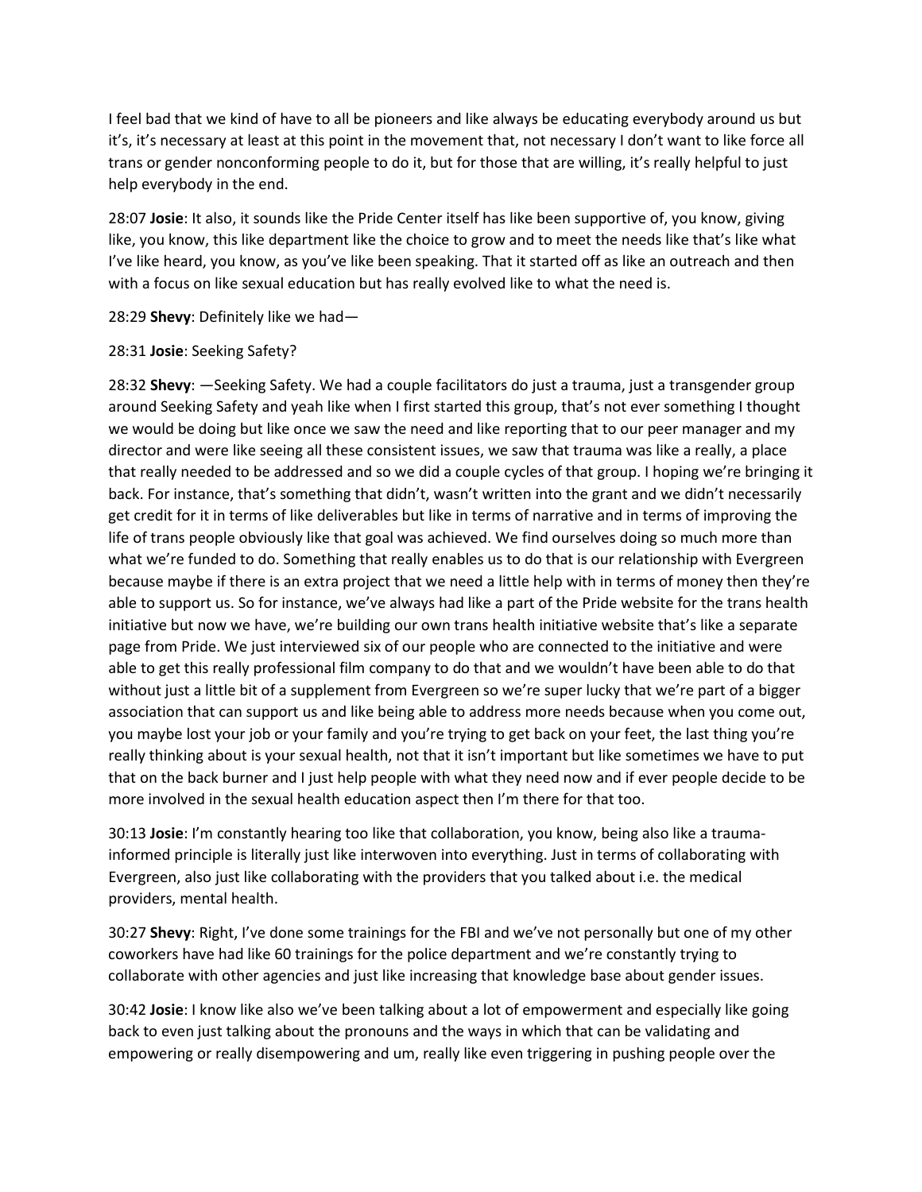I feel bad that we kind of have to all be pioneers and like always be educating everybody around us but it's, it's necessary at least at this point in the movement that, not necessary I don't want to like force all trans or gender nonconforming people to do it, but for those that are willing, it's really helpful to just help everybody in the end.

28:07 **Josie**: It also, it sounds like the Pride Center itself has like been supportive of, you know, giving like, you know, this like department like the choice to grow and to meet the needs like that's like what I've like heard, you know, as you've like been speaking. That it started off as like an outreach and then with a focus on like sexual education but has really evolved like to what the need is.

28:29 **Shevy**: Definitely like we had—

28:31 **Josie**: Seeking Safety?

28:32 **Shevy**: —Seeking Safety. We had a couple facilitators do just a trauma, just a transgender group around Seeking Safety and yeah like when I first started this group, that's not ever something I thought we would be doing but like once we saw the need and like reporting that to our peer manager and my director and were like seeing all these consistent issues, we saw that trauma was like a really, a place that really needed to be addressed and so we did a couple cycles of that group. I hoping we're bringing it back. For instance, that's something that didn't, wasn't written into the grant and we didn't necessarily get credit for it in terms of like deliverables but like in terms of narrative and in terms of improving the life of trans people obviously like that goal was achieved. We find ourselves doing so much more than what we're funded to do. Something that really enables us to do that is our relationship with Evergreen because maybe if there is an extra project that we need a little help with in terms of money then they're able to support us. So for instance, we've always had like a part of the Pride website for the trans health initiative but now we have, we're building our own trans health initiative website that's like a separate page from Pride. We just interviewed six of our people who are connected to the initiative and were able to get this really professional film company to do that and we wouldn't have been able to do that without just a little bit of a supplement from Evergreen so we're super lucky that we're part of a bigger association that can support us and like being able to address more needs because when you come out, you maybe lost your job or your family and you're trying to get back on your feet, the last thing you're really thinking about is your sexual health, not that it isn't important but like sometimes we have to put that on the back burner and I just help people with what they need now and if ever people decide to be more involved in the sexual health education aspect then I'm there for that too.

30:13 **Josie**: I'm constantly hearing too like that collaboration, you know, being also like a trauma-informed principle is literally just like interwoven into everything. Just in terms of collaborating with Evergreen, also just like collaborating with the providers that you talked about i.e. the medical providers, mental health.

30:27 **Shevy**: Right, I've done some trainings for the FBI and we've not personally but one of my other coworkers have had like 60 trainings for the police department and we're constantly trying to collaborate with other agencies and just like increasing that knowledge base about gender issues.

30:42 **Josie**: I know like also we've been talking about a lot of empowerment and especially like going back to even just talking about the pronouns and the ways in which that can be validating and empowering or really disempowering and um, really like even triggering in pushing people over the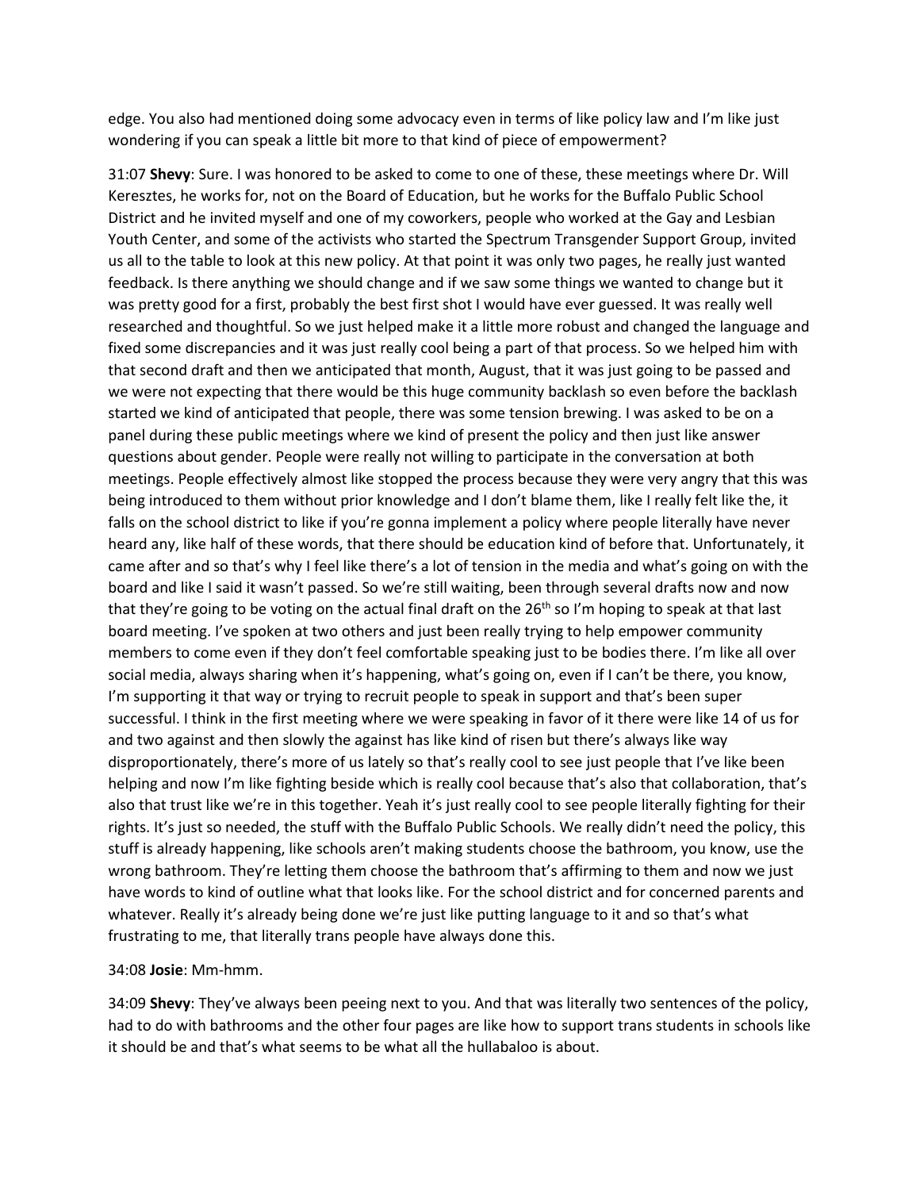edge. You also had mentioned doing some advocacy even in terms of like policy law and I'm like just wondering if you can speak a little bit more to that kind of piece of empowerment?

31:07 **Shevy**: Sure. I was honored to be asked to come to one of these, these meetings where Dr. Will Keresztes, he works for, not on the Board of Education, but he works for the Buffalo Public School District and he invited myself and one of my coworkers, people who worked at the Gay and Lesbian Youth Center, and some of the activists who started the Spectrum Transgender Support Group, invited us all to the table to look at this new policy. At that point it was only two pages, he really just wanted feedback. Is there anything we should change and if we saw some things we wanted to change but it was pretty good for a first, probably the best first shot I would have ever guessed. It was really well researched and thoughtful. So we just helped make it a little more robust and changed the language and fixed some discrepancies and it was just really cool being a part of that process. So we helped him with that second draft and then we anticipated that month, August, that it was just going to be passed and we were not expecting that there would be this huge community backlash so even before the backlash started we kind of anticipated that people, there was some tension brewing. I was asked to be on a panel during these public meetings where we kind of present the policy and then just like answer questions about gender. People were really not willing to participate in the conversation at both meetings. People effectively almost like stopped the process because they were very angry that this was being introduced to them without prior knowledge and I don't blame them, like I really felt like the, it falls on the school district to like if you're gonna implement a policy where people literally have never heard any, like half of these words, that there should be education kind of before that. Unfortunately, it came after and so that's why I feel like there's a lot of tension in the media and what's going on with the board and like I said it wasn't passed. So we're still waiting, been through several drafts now and now that they're going to be voting on the actual final draft on the 26th so I'm hoping to speak at that last board meeting. I've spoken at two others and just been really trying to help empower community members to come even if they don't feel comfortable speaking just to be bodies there. I'm like all over social media, always sharing when it's happening, what's going on, even if I can't be there, you know, I'm supporting it that way or trying to recruit people to speak in support and that's been super successful. I think in the first meeting where we were speaking in favor of it there were like 14 of us for and two against and then slowly the against has like kind of risen but there's always like way disproportionately, there's more of us lately so that's really cool to see just people that I've like been helping and now I'm like fighting beside which is really cool because that's also that collaboration, that's also that trust like we're in this together. Yeah it's just really cool to see people literally fighting for their rights. It's just so needed, the stuff with the Buffalo Public Schools. We really didn't need the policy, this stuff is already happening, like schools aren't making students choose the bathroom, you know, use the wrong bathroom. They're letting them choose the bathroom that's affirming to them and now we just have words to kind of outline what that looks like. For the school district and for concerned parents and whatever. Really it's already being done we're just like putting language to it and so that's what frustrating to me, that literally trans people have always done this.

34:08 **Josie**: Mm-hmm.

34:09 **Shevy**: They've always been peeing next to you. And that was literally two sentences of the policy, had to do with bathrooms and the other four pages are like how to support trans students in schools like it should be and that's what seems to be what all the hullabaloo is about.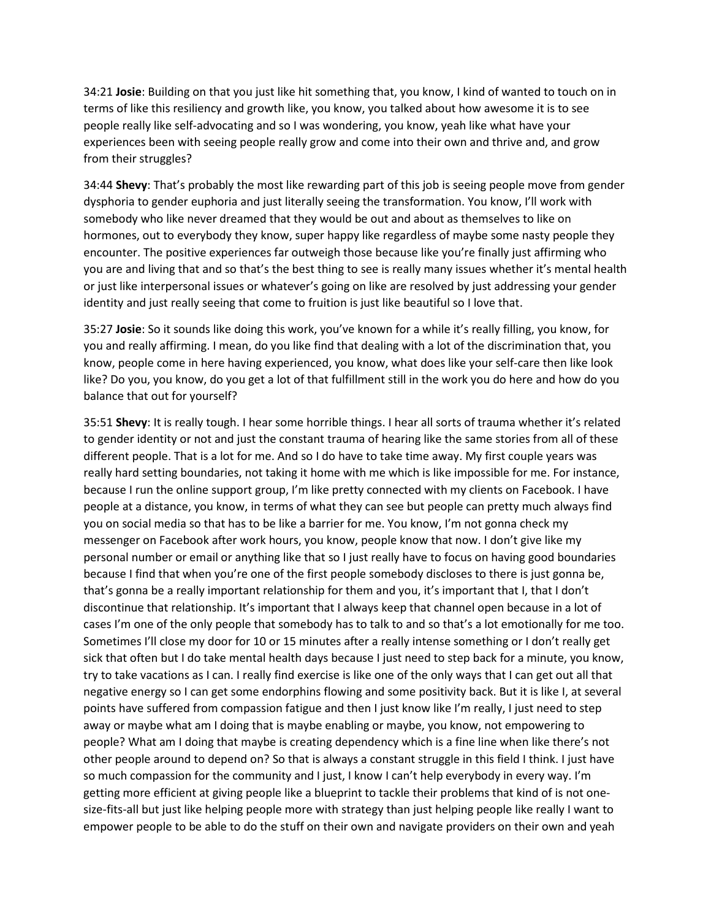34:21 **Josie**: Building on that you just like hit something that, you know, I kind of wanted to touch on in terms of like this resiliency and growth like, you know, you talked about how awesome it is to see people really like self-advocating and so I was wondering, you know, yeah like what have your experiences been with seeing people really grow and come into their own and thrive and, and grow from their struggles?

34:44 **Shevy**: That's probably the most like rewarding part of this job is seeing people move from gender dysphoria to gender euphoria and just literally seeing the transformation. You know, I'll work with somebody who like never dreamed that they would be out and about as themselves to like on hormones, out to everybody they know, super happy like regardless of maybe some nasty people they encounter. The positive experiences far outweigh those because like you're finally just affirming who you are and living that and so that's the best thing to see is really many issues whether it's mental health or just like interpersonal issues or whatever's going on like are resolved by just addressing your gender identity and just really seeing that come to fruition is just like beautiful so I love that.

35:27 **Josie**: So it sounds like doing this work, you've known for a while it's really filling, you know, for you and really affirming. I mean, do you like find that dealing with a lot of the discrimination that, you know, people come in here having experienced, you know, what does like your self-care then like look like? Do you, you know, do you get a lot of that fulfillment still in the work you do here and how do you balance that out for yourself?

35:51 **Shevy**: It is really tough. I hear some horrible things. I hear all sorts of trauma whether it's related to gender identity or not and just the constant trauma of hearing like the same stories from all of these different people. That is a lot for me. And so I do have to take time away. My first couple years was really hard setting boundaries, not taking it home with me which is like impossible for me. For instance, because I run the online support group, I'm like pretty connected with my clients on Facebook. I have people at a distance, you know, in terms of what they can see but people can pretty much always find you on social media so that has to be like a barrier for me. You know, I'm not gonna check my messenger on Facebook after work hours, you know, people know that now. I don't give like my personal number or email or anything like that so I just really have to focus on having good boundaries because I find that when you're one of the first people somebody discloses to there is just gonna be, that's gonna be a really important relationship for them and you, it's important that I, that I don't discontinue that relationship. It's important that I always keep that channel open because in a lot of cases I'm one of the only people that somebody has to talk to and so that's a lot emotionally for me too. Sometimes I'll close my door for 10 or 15 minutes after a really intense something or I don't really get sick that often but I do take mental health days because I just need to step back for a minute, you know, try to take vacations as I can. I really find exercise is like one of the only ways that I can get out all that negative energy so I can get some endorphins flowing and some positivity back. But it is like I, at several points have suffered from compassion fatigue and then I just know like I'm really, I just need to step away or maybe what am I doing that is maybe enabling or maybe, you know, not empowering to people? What am I doing that maybe is creating dependency which is a fine line when like there's not other people around to depend on? So that is always a constant struggle in this field I think. I just have so much compassion for the community and I just, I know I can't help everybody in every way. I'm getting more efficient at giving people like a blueprint to tackle their problems that kind of is not one-size-fits-all but just like helping people more with strategy than just helping people like really I want to empower people to be able to do the stuff on their own and navigate providers on their own and yeah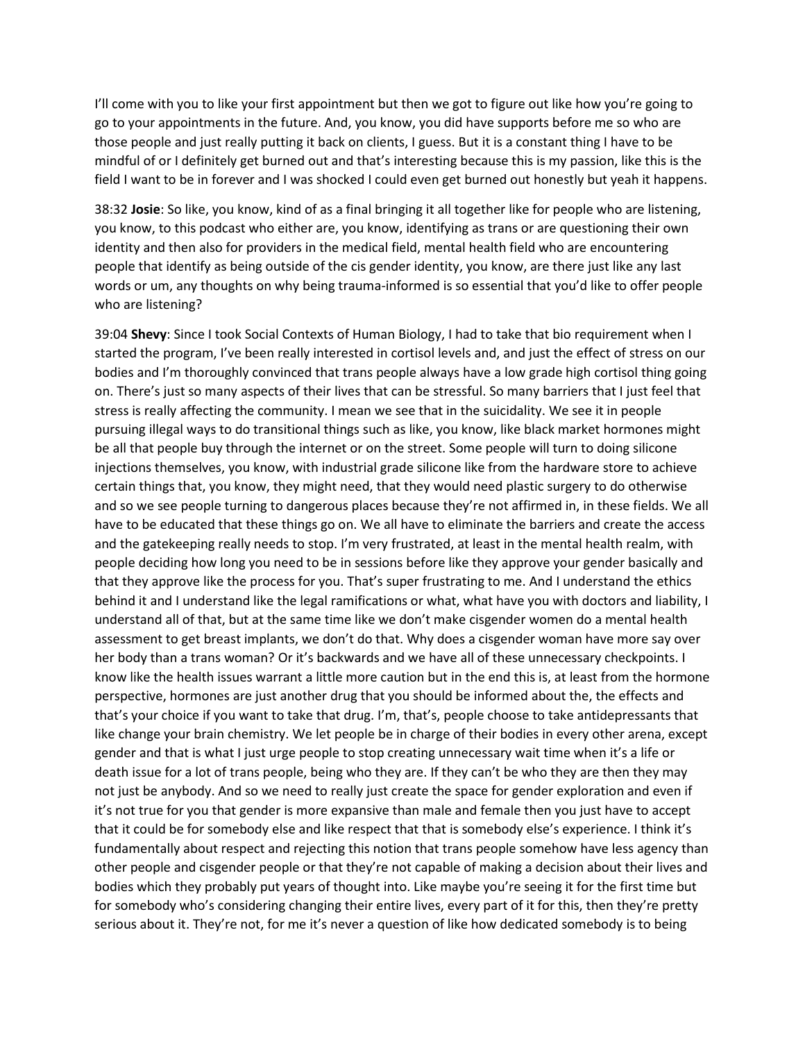I'll come with you to like your first appointment but then we got to figure out like how you're going to go to your appointments in the future. And, you know, you did have supports before me so who are those people and just really putting it back on clients, I guess. But it is a constant thing I have to be mindful of or I definitely get burned out and that's interesting because this is my passion, like this is the field I want to be in forever and I was shocked I could even get burned out honestly but yeah it happens.

38:32 **Josie**: So like, you know, kind of as a final bringing it all together like for people who are listening, you know, to this podcast who either are, you know, identifying as trans or are questioning their own identity and then also for providers in the medical field, mental health field who are encountering people that identify as being outside of the cis gender identity, you know, are there just like any last words or um, any thoughts on why being trauma-informed is so essential that you'd like to offer people who are listening?

39:04 **Shevy**: Since I took Social Contexts of Human Biology, I had to take that bio requirement when I started the program, I've been really interested in cortisol levels and, and just the effect of stress on our bodies and I'm thoroughly convinced that trans people always have a low grade high cortisol thing going on. There's just so many aspects of their lives that can be stressful. So many barriers that I just feel that stress is really affecting the community. I mean we see that in the suicidality. We see it in people pursuing illegal ways to do transitional things such as like, you know, like black market hormones might be all that people buy through the internet or on the street. Some people will turn to doing silicone injections themselves, you know, with industrial grade silicone like from the hardware store to achieve certain things that, you know, they might need, that they would need plastic surgery to do otherwise and so we see people turning to dangerous places because they're not affirmed in, in these fields. We all have to be educated that these things go on. We all have to eliminate the barriers and create the access and the gatekeeping really needs to stop. I'm very frustrated, at least in the mental health realm, with people deciding how long you need to be in sessions before like they approve your gender basically and that they approve like the process for you. That's super frustrating to me. And I understand the ethics behind it and I understand like the legal ramifications or what, what have you with doctors and liability, I understand all of that, but at the same time like we don't make cisgender women do a mental health assessment to get breast implants, we don't do that. Why does a cisgender woman have more say over her body than a trans woman? Or it's backwards and we have all of these unnecessary checkpoints. I know like the health issues warrant a little more caution but in the end this is, at least from the hormone perspective, hormones are just another drug that you should be informed about the, the effects and that's your choice if you want to take that drug. I'm, that's, people choose to take antidepressants that like change your brain chemistry. We let people be in charge of their bodies in every other arena, except gender and that is what I just urge people to stop creating unnecessary wait time when it's a life or death issue for a lot of trans people, being who they are. If they can't be who they are then they may not just be anybody. And so we need to really just create the space for gender exploration and even if it's not true for you that gender is more expansive than male and female then you just have to accept that it could be for somebody else and like respect that that is somebody else's experience. I think it's fundamentally about respect and rejecting this notion that trans people somehow have less agency than other people and cisgender people or that they're not capable of making a decision about their lives and bodies which they probably put years of thought into. Like maybe you're seeing it for the first time but for somebody who's considering changing their entire lives, every part of it for this, then they're pretty serious about it. They're not, for me it's never a question of like how dedicated somebody is to being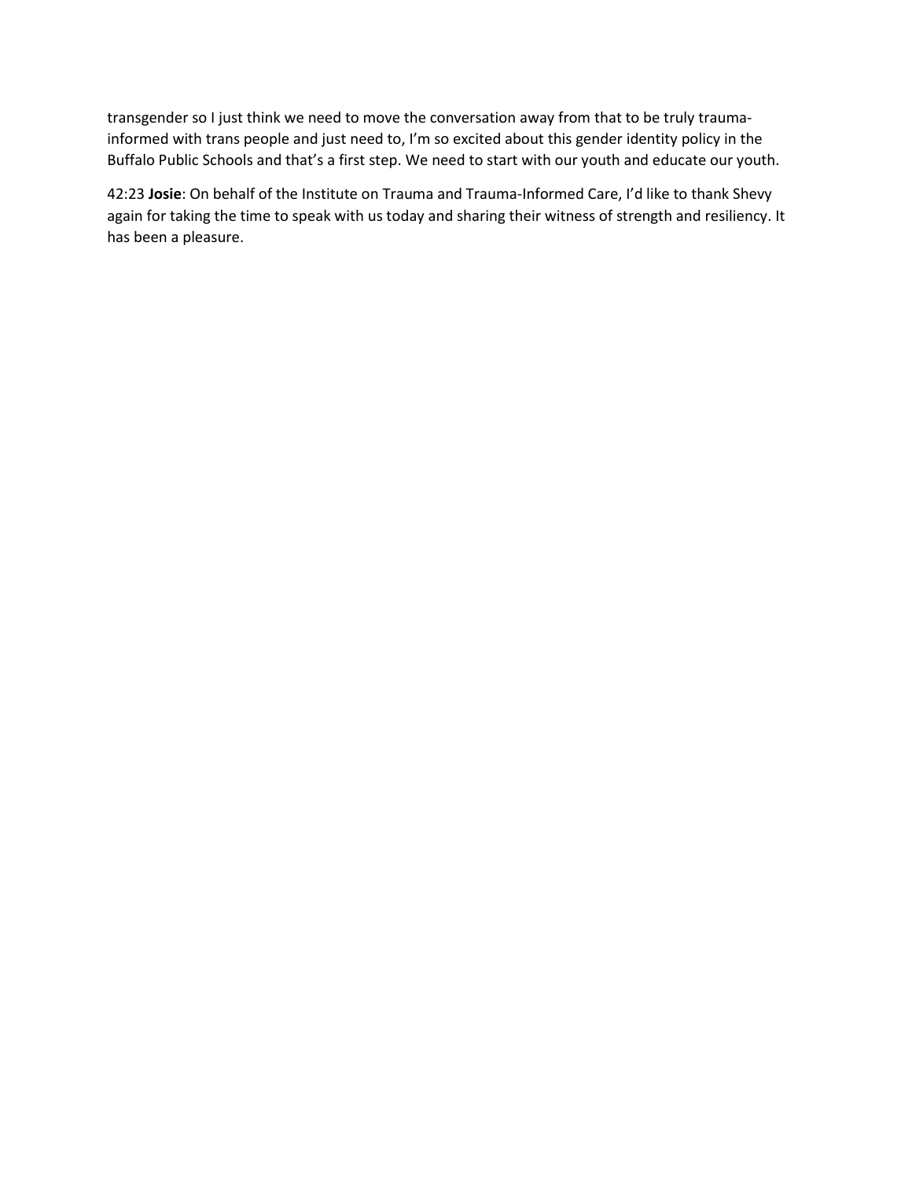transgender so I just think we need to move the conversation away from that to be truly trauma-informed with trans people and just need to, I'm so excited about this gender identity policy in the Buffalo Public Schools and that's a first step. We need to start with our youth and educate our youth.

42:23 **Josie**: On behalf of the Institute on Trauma and Trauma-Informed Care, I'd like to thank Shevy again for taking the time to speak with us today and sharing their witness of strength and resiliency. It has been a pleasure.